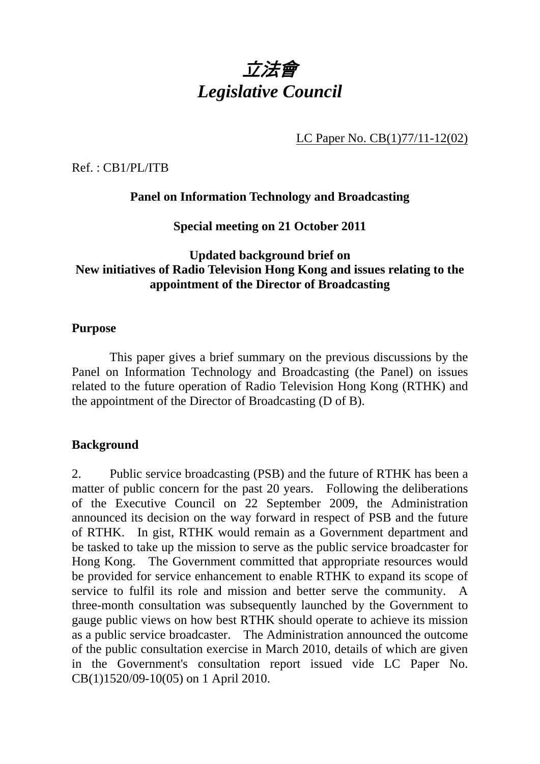# *立法會*
# *Legislative Council*

LC Paper No. CB(1)77/11-12(02)

Ref. : CB1/PL/ITB

**Panel on Information Technology and Broadcasting**

**Special meeting on 21 October 2011**

**Updated background brief on New initiatives of Radio Television Hong Kong and issues relating to the appointment of the Director of Broadcasting**

## Purpose

This paper gives a brief summary on the previous discussions by the Panel on Information Technology and Broadcasting (the Panel) on issues related to the future operation of Radio Television Hong Kong (RTHK) and the appointment of the Director of Broadcasting (D of B).

## Background

2. Public service broadcasting (PSB) and the future of RTHK has been a matter of public concern for the past 20 years. Following the deliberations of the Executive Council on 22 September 2009, the Administration announced its decision on the way forward in respect of PSB and the future of RTHK. In gist, RTHK would remain as a Government department and be tasked to take up the mission to serve as the public service broadcaster for Hong Kong. The Government committed that appropriate resources would be provided for service enhancement to enable RTHK to expand its scope of service to fulfil its role and mission and better serve the community. A three-month consultation was subsequently launched by the Government to gauge public views on how best RTHK should operate to achieve its mission as a public service broadcaster. The Administration announced the outcome of the public consultation exercise in March 2010, details of which are given in the Government's consultation report issued vide LC Paper No. CB(1)1520/09-10(05) on 1 April 2010.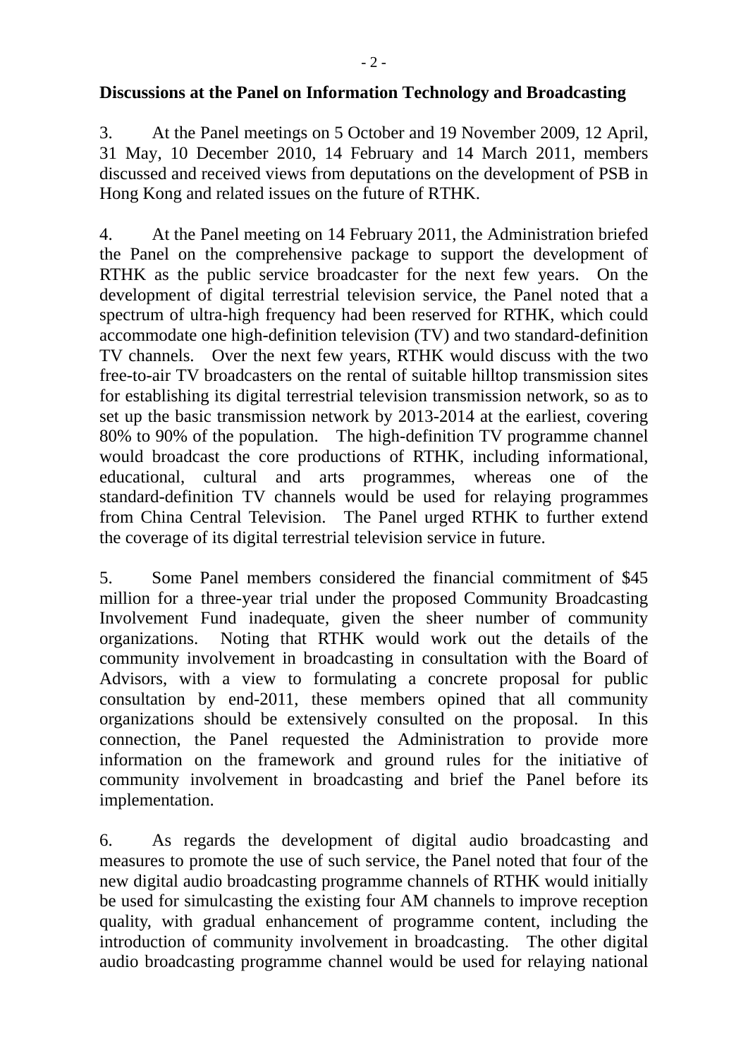**Discussions at the Panel on Information Technology and Broadcasting**

3. At the Panel meetings on 5 October and 19 November 2009, 12 April, 31 May, 10 December 2010, 14 February and 14 March 2011, members discussed and received views from deputations on the development of PSB in Hong Kong and related issues on the future of RTHK.

4. At the Panel meeting on 14 February 2011, the Administration briefed the Panel on the comprehensive package to support the development of RTHK as the public service broadcaster for the next few years. On the development of digital terrestrial television service, the Panel noted that a spectrum of ultra-high frequency had been reserved for RTHK, which could accommodate one high-definition television (TV) and two standard-definition TV channels. Over the next few years, RTHK would discuss with the two free-to-air TV broadcasters on the rental of suitable hilltop transmission sites for establishing its digital terrestrial television transmission network, so as to set up the basic transmission network by 2013-2014 at the earliest, covering 80% to 90% of the population. The high-definition TV programme channel would broadcast the core productions of RTHK, including informational, educational, cultural and arts programmes, whereas one of the standard-definition TV channels would be used for relaying programmes from China Central Television. The Panel urged RTHK to further extend the coverage of its digital terrestrial television service in future.

5. Some Panel members considered the financial commitment of $45 million for a three-year trial under the proposed Community Broadcasting Involvement Fund inadequate, given the sheer number of community organizations. Noting that RTHK would work out the details of the community involvement in broadcasting in consultation with the Board of Advisors, with a view to formulating a concrete proposal for public consultation by end-2011, these members opined that all community organizations should be extensively consulted on the proposal. In this connection, the Panel requested the Administration to provide more information on the framework and ground rules for the initiative of community involvement in broadcasting and brief the Panel before its implementation.

6. As regards the development of digital audio broadcasting and measures to promote the use of such service, the Panel noted that four of the new digital audio broadcasting programme channels of RTHK would initially be used for simulcasting the existing four AM channels to improve reception quality, with gradual enhancement of programme content, including the introduction of community involvement in broadcasting. The other digital audio broadcasting programme channel would be used for relaying national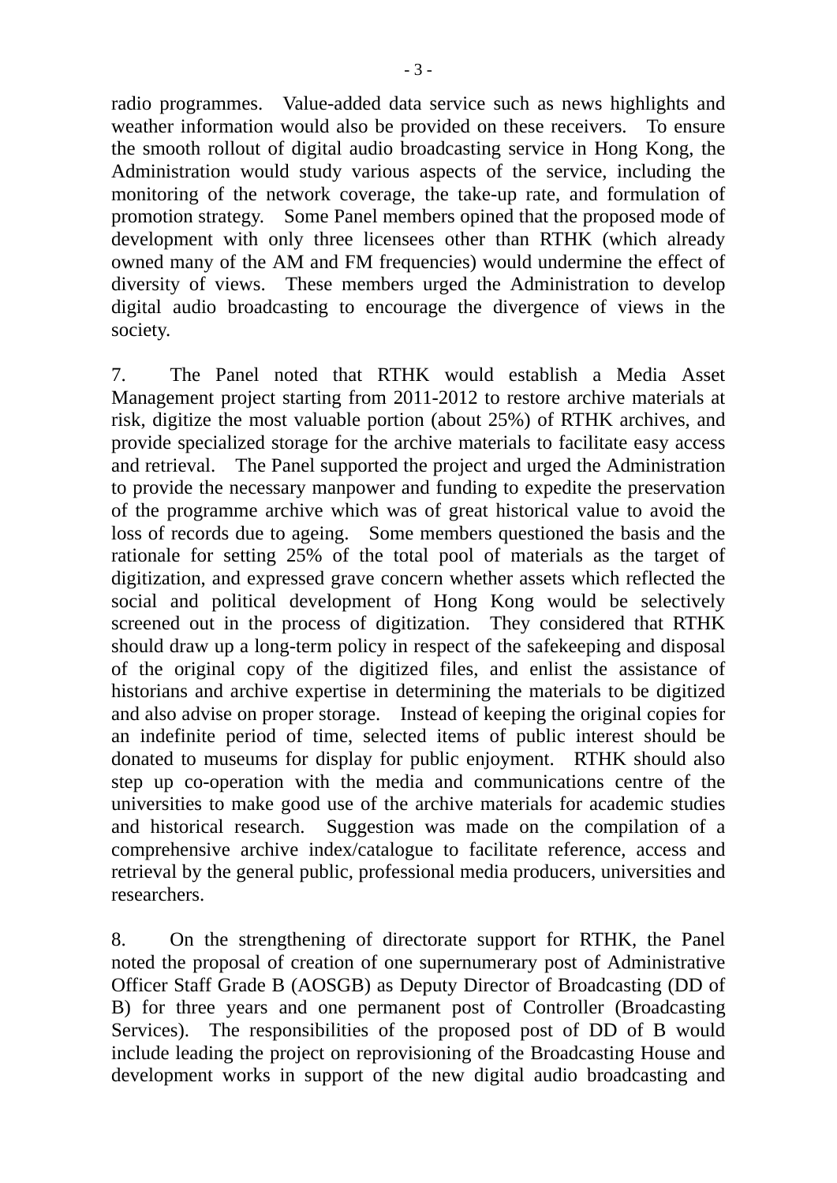radio programmes. Value-added data service such as news highlights and weather information would also be provided on these receivers. To ensure the smooth rollout of digital audio broadcasting service in Hong Kong, the Administration would study various aspects of the service, including the monitoring of the network coverage, the take-up rate, and formulation of promotion strategy. Some Panel members opined that the proposed mode of development with only three licensees other than RTHK (which already owned many of the AM and FM frequencies) would undermine the effect of diversity of views. These members urged the Administration to develop digital audio broadcasting to encourage the divergence of views in the society.

7. The Panel noted that RTHK would establish a Media Asset Management project starting from 2011-2012 to restore archive materials at risk, digitize the most valuable portion (about 25%) of RTHK archives, and provide specialized storage for the archive materials to facilitate easy access and retrieval. The Panel supported the project and urged the Administration to provide the necessary manpower and funding to expedite the preservation of the programme archive which was of great historical value to avoid the loss of records due to ageing. Some members questioned the basis and the rationale for setting 25% of the total pool of materials as the target of digitization, and expressed grave concern whether assets which reflected the social and political development of Hong Kong would be selectively screened out in the process of digitization. They considered that RTHK should draw up a long-term policy in respect of the safekeeping and disposal of the original copy of the digitized files, and enlist the assistance of historians and archive expertise in determining the materials to be digitized and also advise on proper storage. Instead of keeping the original copies for an indefinite period of time, selected items of public interest should be donated to museums for display for public enjoyment. RTHK should also step up co-operation with the media and communications centre of the universities to make good use of the archive materials for academic studies and historical research. Suggestion was made on the compilation of a comprehensive archive index/catalogue to facilitate reference, access and retrieval by the general public, professional media producers, universities and researchers.

8. On the strengthening of directorate support for RTHK, the Panel noted the proposal of creation of one supernumerary post of Administrative Officer Staff Grade B (AOSGB) as Deputy Director of Broadcasting (DD of B) for three years and one permanent post of Controller (Broadcasting Services). The responsibilities of the proposed post of DD of B would include leading the project on reprovisioning of the Broadcasting House and development works in support of the new digital audio broadcasting and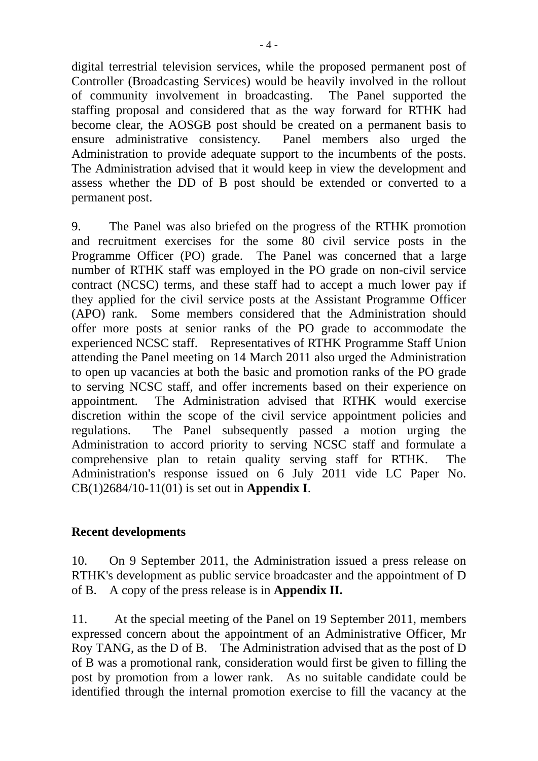digital terrestrial television services, while the proposed permanent post of Controller (Broadcasting Services) would be heavily involved in the rollout of community involvement in broadcasting. The Panel supported the staffing proposal and considered that as the way forward for RTHK had become clear, the AOSGB post should be created on a permanent basis to ensure administrative consistency. Panel members also urged the Administration to provide adequate support to the incumbents of the posts. The Administration advised that it would keep in view the development and assess whether the DD of B post should be extended or converted to a permanent post.

9. The Panel was also briefed on the progress of the RTHK promotion and recruitment exercises for the some 80 civil service posts in the Programme Officer (PO) grade. The Panel was concerned that a large number of RTHK staff was employed in the PO grade on non-civil service contract (NCSC) terms, and these staff had to accept a much lower pay if they applied for the civil service posts at the Assistant Programme Officer (APO) rank. Some members considered that the Administration should offer more posts at senior ranks of the PO grade to accommodate the experienced NCSC staff. Representatives of RTHK Programme Staff Union attending the Panel meeting on 14 March 2011 also urged the Administration to open up vacancies at both the basic and promotion ranks of the PO grade to serving NCSC staff, and offer increments based on their experience on appointment. The Administration advised that RTHK would exercise discretion within the scope of the civil service appointment policies and regulations. The Panel subsequently passed a motion urging the Administration to accord priority to serving NCSC staff and formulate a comprehensive plan to retain quality serving staff for RTHK. The Administration's response issued on 6 July 2011 vide LC Paper No. CB(1)2684/10-11(01) is set out in **Appendix I**.

**Recent developments**

10. On 9 September 2011, the Administration issued a press release on RTHK's development as public service broadcaster and the appointment of D of B. A copy of the press release is in **Appendix II.**

11. At the special meeting of the Panel on 19 September 2011, members expressed concern about the appointment of an Administrative Officer, Mr Roy TANG, as the D of B. The Administration advised that as the post of D of B was a promotional rank, consideration would first be given to filling the post by promotion from a lower rank. As no suitable candidate could be identified through the internal promotion exercise to fill the vacancy at the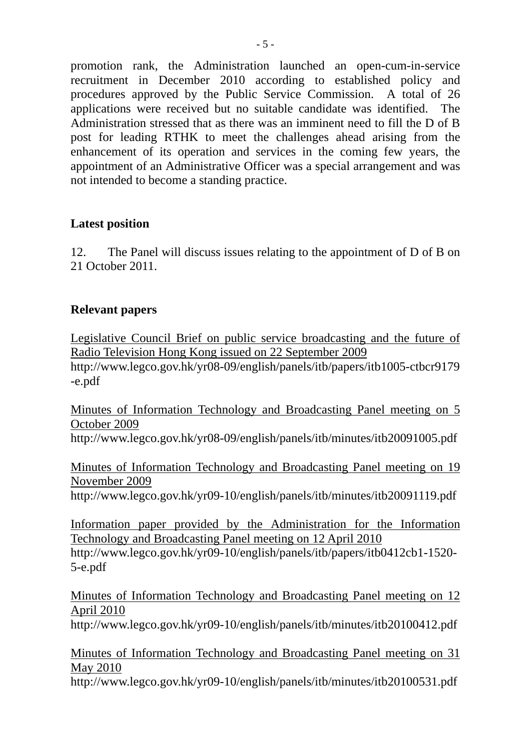promotion rank, the Administration launched an open-cum-in-service recruitment in December 2010 according to established policy and procedures approved by the Public Service Commission. A total of 26 applications were received but no suitable candidate was identified. The Administration stressed that as there was an imminent need to fill the D of B post for leading RTHK to meet the challenges ahead arising from the enhancement of its operation and services in the coming few years, the appointment of an Administrative Officer was a special arrangement and was not intended to become a standing practice.

## Latest position

12. The Panel will discuss issues relating to the appointment of D of B on 21 October 2011.

## Relevant papers

Legislative Council Brief on public service broadcasting and the future of Radio Television Hong Kong issued on 22 September 2009
http://www.legco.gov.hk/yr08-09/english/panels/itb/papers/itb1005-ctbcr9179-e.pdf

Minutes of Information Technology and Broadcasting Panel meeting on 5 October 2009
http://www.legco.gov.hk/yr08-09/english/panels/itb/minutes/itb20091005.pdf

Minutes of Information Technology and Broadcasting Panel meeting on 19 November 2009
http://www.legco.gov.hk/yr09-10/english/panels/itb/minutes/itb20091119.pdf

Information paper provided by the Administration for the Information Technology and Broadcasting Panel meeting on 12 April 2010
http://www.legco.gov.hk/yr09-10/english/panels/itb/papers/itb0412cb1-1520-5-e.pdf

Minutes of Information Technology and Broadcasting Panel meeting on 12 April 2010
http://www.legco.gov.hk/yr09-10/english/panels/itb/minutes/itb20100412.pdf

Minutes of Information Technology and Broadcasting Panel meeting on 31 May 2010
http://www.legco.gov.hk/yr09-10/english/panels/itb/minutes/itb20100531.pdf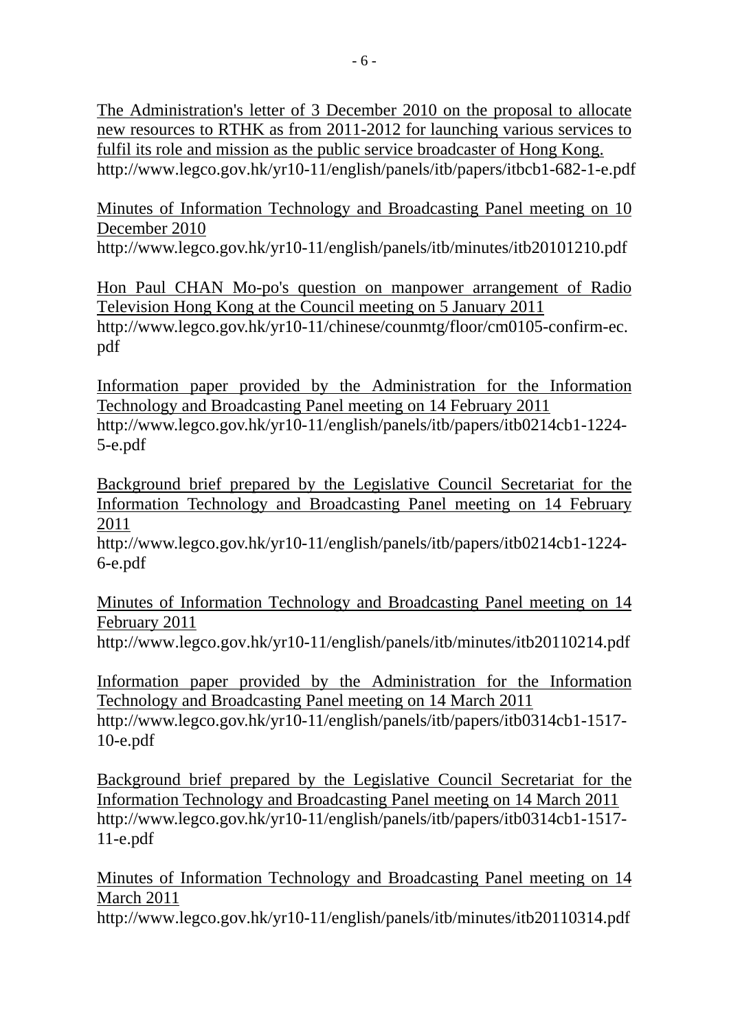<u>The Administration's letter of 3 December 2010 on the proposal to allocate new resources to RTHK as from 2011-2012 for launching various services to fulfil its role and mission as the public service broadcaster of Hong Kong.</u>
http://www.legco.gov.hk/yr10-11/english/panels/itb/papers/itbcb1-682-1-e.pdf

<u>Minutes of Information Technology and Broadcasting Panel meeting on 10 December 2010</u>
http://www.legco.gov.hk/yr10-11/english/panels/itb/minutes/itb20101210.pdf

<u>Hon Paul CHAN Mo-po's question on manpower arrangement of Radio Television Hong Kong at the Council meeting on 5 January 2011</u>
http://www.legco.gov.hk/yr10-11/chinese/counmtg/floor/cm0105-confirm-ec.pdf

<u>Information paper provided by the Administration for the Information Technology and Broadcasting Panel meeting on 14 February 2011</u>
http://www.legco.gov.hk/yr10-11/english/panels/itb/papers/itb0214cb1-1224-5-e.pdf

<u>Background brief prepared by the Legislative Council Secretariat for the Information Technology and Broadcasting Panel meeting on 14 February 2011</u>
http://www.legco.gov.hk/yr10-11/english/panels/itb/papers/itb0214cb1-1224-6-e.pdf

<u>Minutes of Information Technology and Broadcasting Panel meeting on 14 February 2011</u>
http://www.legco.gov.hk/yr10-11/english/panels/itb/minutes/itb20110214.pdf

<u>Information paper provided by the Administration for the Information Technology and Broadcasting Panel meeting on 14 March 2011</u>
http://www.legco.gov.hk/yr10-11/english/panels/itb/papers/itb0314cb1-1517-10-e.pdf

<u>Background brief prepared by the Legislative Council Secretariat for the Information Technology and Broadcasting Panel meeting on 14 March 2011</u>
http://www.legco.gov.hk/yr10-11/english/panels/itb/papers/itb0314cb1-1517-11-e.pdf

<u>Minutes of Information Technology and Broadcasting Panel meeting on 14 March 2011</u>
http://www.legco.gov.hk/yr10-11/english/panels/itb/minutes/itb20110314.pdf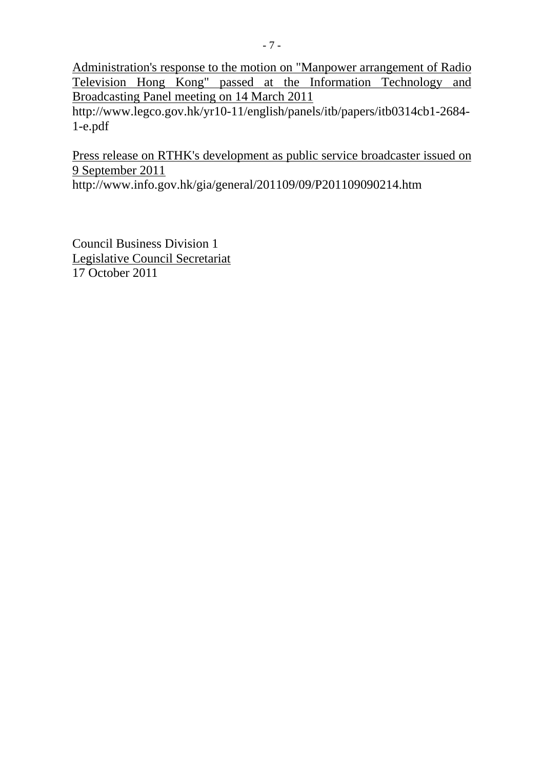<u>Administration's response to the motion on "Manpower arrangement of Radio Television Hong Kong" passed at the Information Technology and Broadcasting Panel meeting on 14 March 2011</u>
http://www.legco.gov.hk/yr10-11/english/panels/itb/papers/itb0314cb1-2684-1-e.pdf

<u>Press release on RTHK's development as public service broadcaster issued on 9 September 2011</u>
http://www.info.gov.hk/gia/general/201109/09/P201109090214.htm

Council Business Division 1
<u>Legislative Council Secretariat</u>
17 October 2011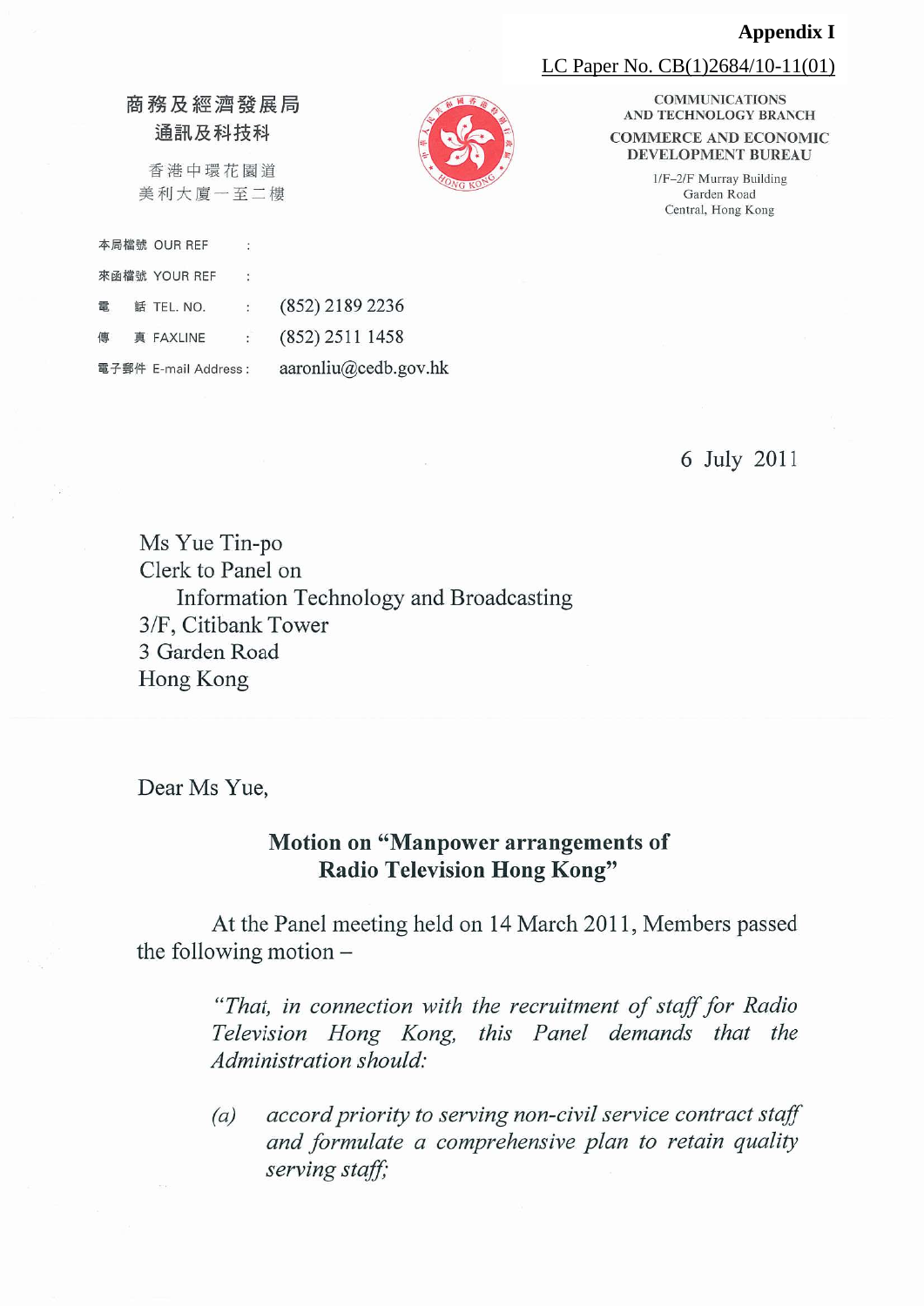**Appendix I**

LC Paper No. CB(1)2684/10-11(01)

商務及經濟發展局
通訊及科技科

香港中環花園道
美利大廈一至二樓

COMMUNICATIONS
AND TECHNOLOGY BRANCH

COMMERCE AND ECONOMIC
DEVELOPMENT BUREAU

1/F–2/F Murray Building
Garden Road
Central, Hong Kong

本局檔號 OUR REF :

來函檔號 YOUR REF :

電 話 TEL. NO. : (852) 2189 2236

傳 真 FAXLINE : (852) 2511 1458

電子郵件 E-mail Address : aaronliu@cedb.gov.hk

6 July 2011

Ms Yue Tin-po
Clerk to Panel on
Information Technology and Broadcasting
3/F, Citibank Tower
3 Garden Road
Hong Kong

Dear Ms Yue,

**Motion on "Manpower arrangements of Radio Television Hong Kong"**

At the Panel meeting held on 14 March 2011, Members passed the following motion –

> *"That, in connection with the recruitment of staff for Radio Television Hong Kong, this Panel demands that the Administration should:*
>
> *(a) accord priority to serving non-civil service contract staff and formulate a comprehensive plan to retain quality serving staff;*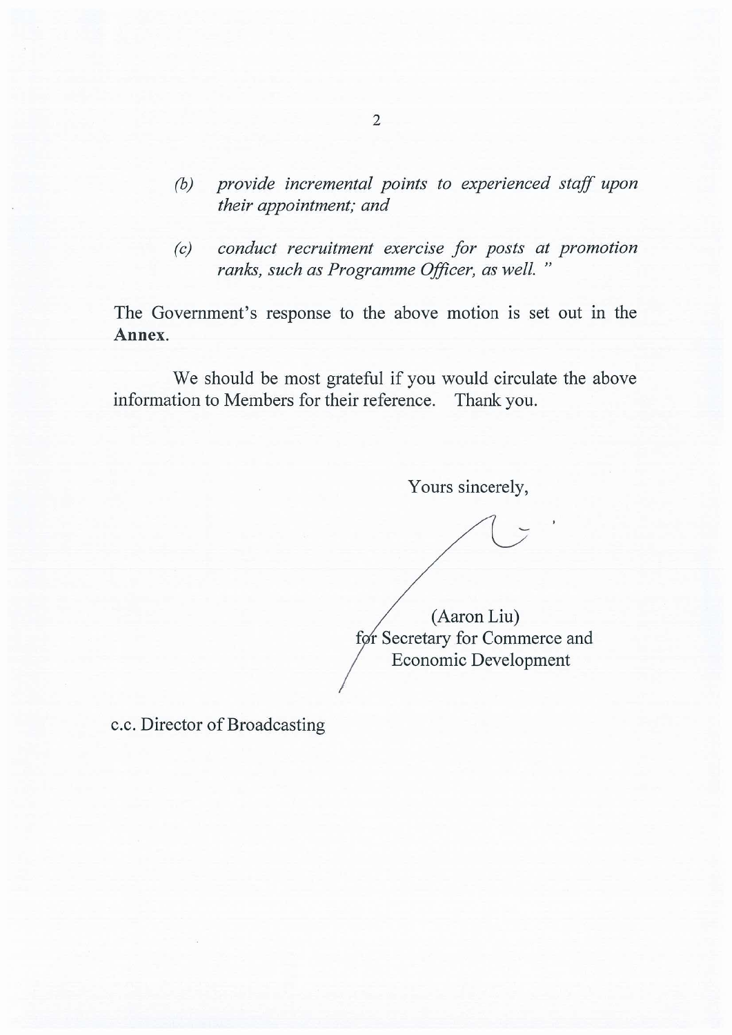> *(b) provide incremental points to experienced staff upon their appointment; and*
>
> *(c) conduct recruitment exercise for posts at promotion ranks, such as Programme Officer, as well. "*

The Government's response to the above motion is set out in the **Annex**.

We should be most grateful if you would circulate the above information to Members for their reference. Thank you.

Yours sincerely,

(Aaron Liu)
for Secretary for Commerce and Economic Development

c.c. Director of Broadcasting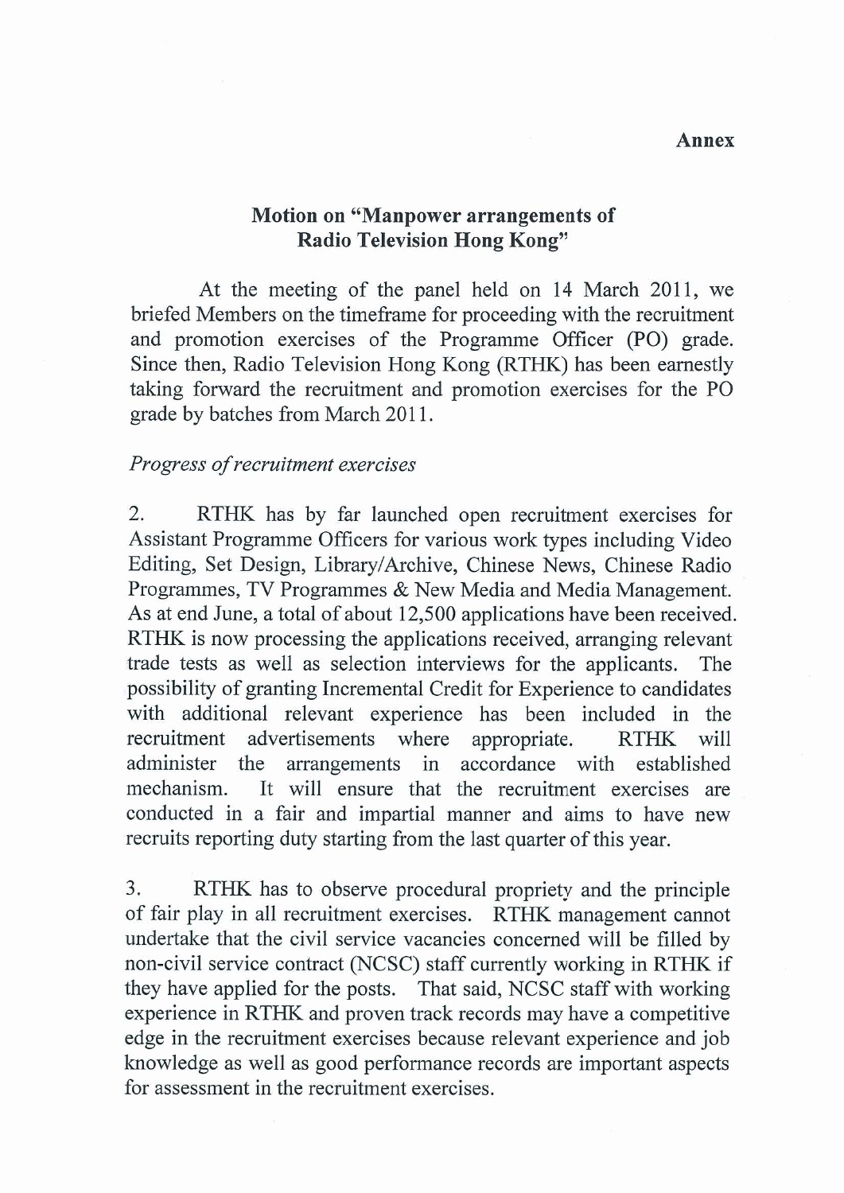**Annex**

## Motion on "Manpower arrangements of Radio Television Hong Kong"

At the meeting of the panel held on 14 March 2011, we briefed Members on the timeframe for proceeding with the recruitment and promotion exercises of the Programme Officer (PO) grade. Since then, Radio Television Hong Kong (RTHK) has been earnestly taking forward the recruitment and promotion exercises for the PO grade by batches from March 2011.

*Progress of recruitment exercises*

2. RTHK has by far launched open recruitment exercises for Assistant Programme Officers for various work types including Video Editing, Set Design, Library/Archive, Chinese News, Chinese Radio Programmes, TV Programmes & New Media and Media Management. As at end June, a total of about 12,500 applications have been received. RTHK is now processing the applications received, arranging relevant trade tests as well as selection interviews for the applicants. The possibility of granting Incremental Credit for Experience to candidates with additional relevant experience has been included in the recruitment advertisements where appropriate. RTHK will administer the arrangements in accordance with established mechanism. It will ensure that the recruitment exercises are conducted in a fair and impartial manner and aims to have new recruits reporting duty starting from the last quarter of this year.

3. RTHK has to observe procedural propriety and the principle of fair play in all recruitment exercises. RTHK management cannot undertake that the civil service vacancies concerned will be filled by non-civil service contract (NCSC) staff currently working in RTHK if they have applied for the posts. That said, NCSC staff with working experience in RTHK and proven track records may have a competitive edge in the recruitment exercises because relevant experience and job knowledge as well as good performance records are important aspects for assessment in the recruitment exercises.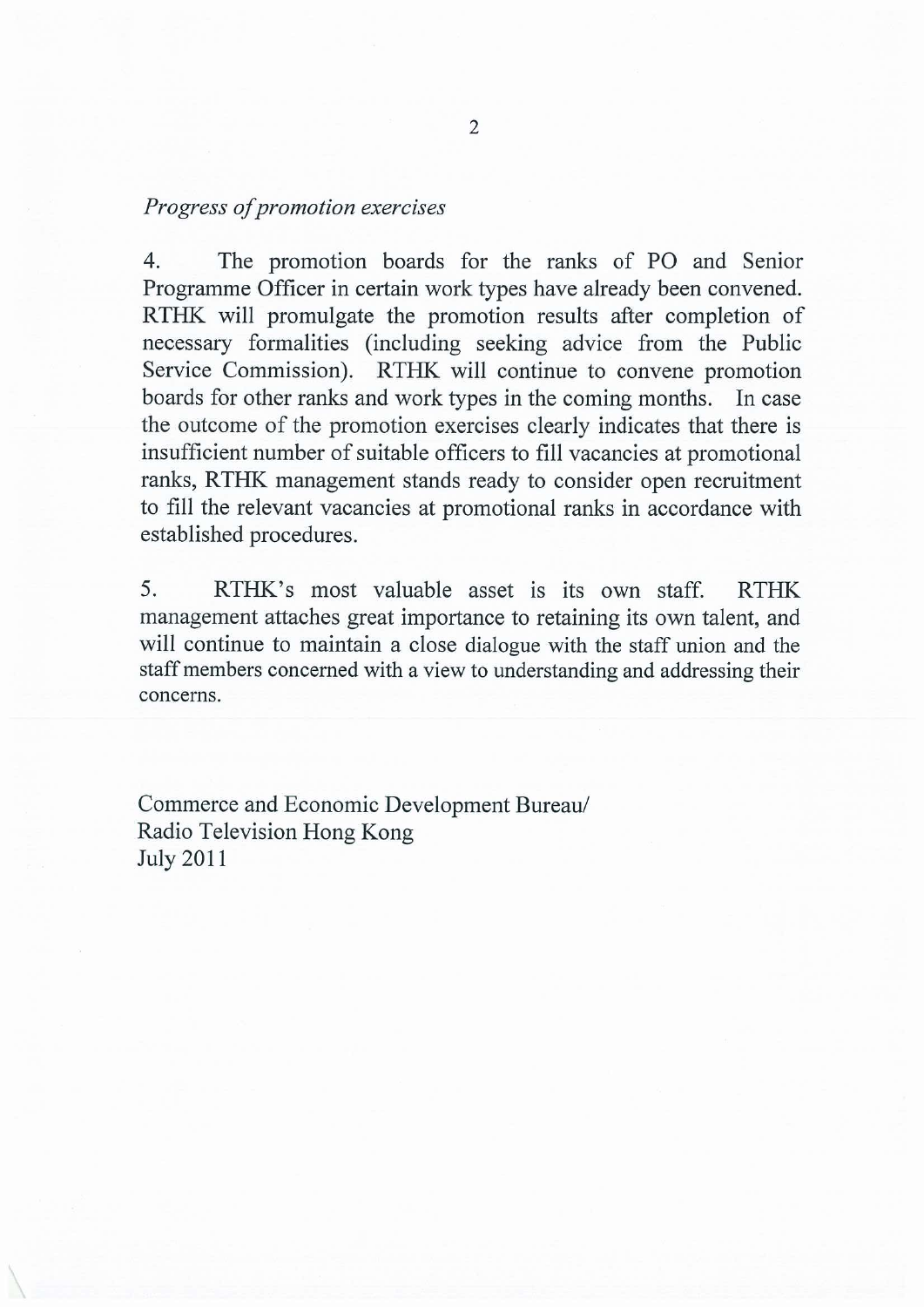*Progress of promotion exercises*

4. The promotion boards for the ranks of PO and Senior Programme Officer in certain work types have already been convened. RTHK will promulgate the promotion results after completion of necessary formalities (including seeking advice from the Public Service Commission). RTHK will continue to convene promotion boards for other ranks and work types in the coming months. In case the outcome of the promotion exercises clearly indicates that there is insufficient number of suitable officers to fill vacancies at promotional ranks, RTHK management stands ready to consider open recruitment to fill the relevant vacancies at promotional ranks in accordance with established procedures.

5. RTHK's most valuable asset is its own staff. RTHK management attaches great importance to retaining its own talent, and will continue to maintain a close dialogue with the staff union and the staff members concerned with a view to understanding and addressing their concerns.

Commerce and Economic Development Bureau/
Radio Television Hong Kong
July 2011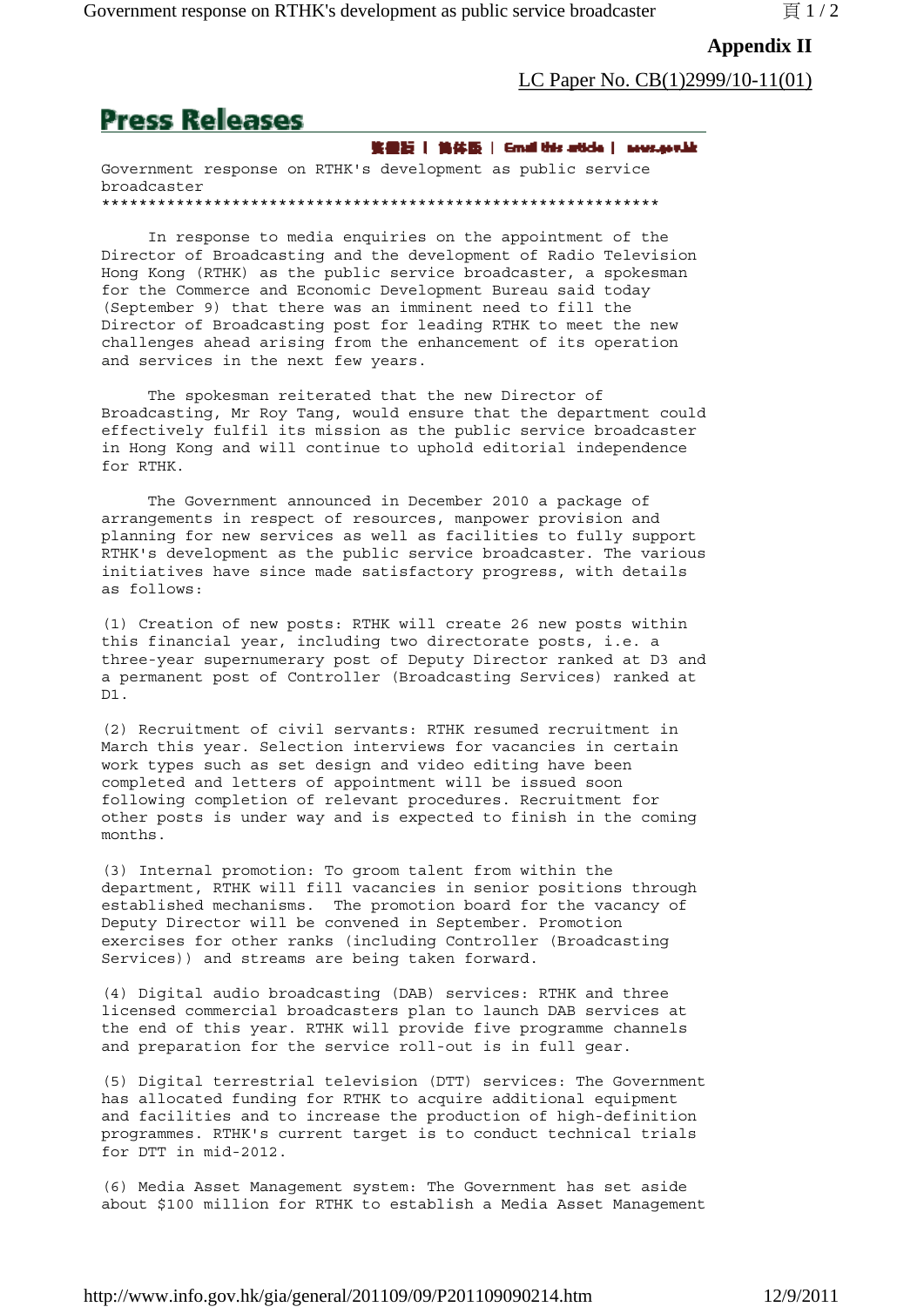**Appendix II**

LC Paper No. CB(1)2999/10-11(01)

# Press Releases

繁體版 | 简体版 | Email this article | news.gov.hk

Government response on RTHK's development as public service broadcaster

************************************************************

In response to media enquiries on the appointment of the Director of Broadcasting and the development of Radio Television Hong Kong (RTHK) as the public service broadcaster, a spokesman for the Commerce and Economic Development Bureau said today (September 9) that there was an imminent need to fill the Director of Broadcasting post for leading RTHK to meet the new challenges ahead arising from the enhancement of its operation and services in the next few years.

The spokesman reiterated that the new Director of Broadcasting, Mr Roy Tang, would ensure that the department could effectively fulfil its mission as the public service broadcaster in Hong Kong and will continue to uphold editorial independence for RTHK.

The Government announced in December 2010 a package of arrangements in respect of resources, manpower provision and planning for new services as well as facilities to fully support RTHK's development as the public service broadcaster. The various initiatives have since made satisfactory progress, with details as follows:

(1) Creation of new posts: RTHK will create 26 new posts within this financial year, including two directorate posts, i.e. a three-year supernumerary post of Deputy Director ranked at D3 and a permanent post of Controller (Broadcasting Services) ranked at D1.

(2) Recruitment of civil servants: RTHK resumed recruitment in March this year. Selection interviews for vacancies in certain work types such as set design and video editing have been completed and letters of appointment will be issued soon following completion of relevant procedures. Recruitment for other posts is under way and is expected to finish in the coming months.

(3) Internal promotion: To groom talent from within the department, RTHK will fill vacancies in senior positions through established mechanisms. The promotion board for the vacancy of Deputy Director will be convened in September. Promotion exercises for other ranks (including Controller (Broadcasting Services)) and streams are being taken forward.

(4) Digital audio broadcasting (DAB) services: RTHK and three licensed commercial broadcasters plan to launch DAB services at the end of this year. RTHK will provide five programme channels and preparation for the service roll-out is in full gear.

(5) Digital terrestrial television (DTT) services: The Government has allocated funding for RTHK to acquire additional equipment and facilities and to increase the production of high-definition programmes. RTHK's current target is to conduct technical trials for DTT in mid-2012.

(6) Media Asset Management system: The Government has set aside about $100 million for RTHK to establish a Media Asset Management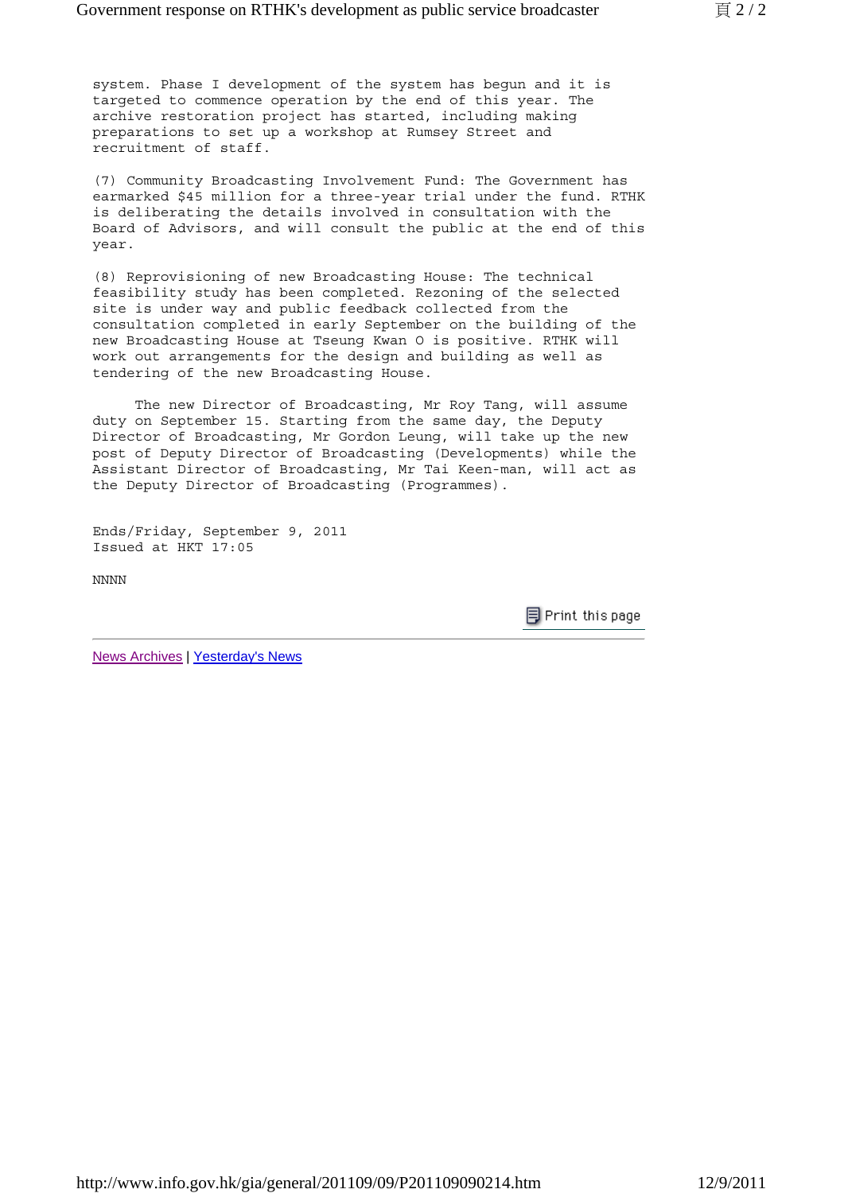system. Phase I development of the system has begun and it is targeted to commence operation by the end of this year. The archive restoration project has started, including making preparations to set up a workshop at Rumsey Street and recruitment of staff.

(7) Community Broadcasting Involvement Fund: The Government has earmarked $45 million for a three-year trial under the fund. RTHK is deliberating the details involved in consultation with the Board of Advisors, and will consult the public at the end of this year.

(8) Reprovisioning of new Broadcasting House: The technical feasibility study has been completed. Rezoning of the selected site is under way and public feedback collected from the consultation completed in early September on the building of the new Broadcasting House at Tseung Kwan O is positive. RTHK will work out arrangements for the design and building as well as tendering of the new Broadcasting House.

The new Director of Broadcasting, Mr Roy Tang, will assume duty on September 15. Starting from the same day, the Deputy Director of Broadcasting, Mr Gordon Leung, will take up the new post of Deputy Director of Broadcasting (Developments) while the Assistant Director of Broadcasting, Mr Tai Keen-man, will act as the Deputy Director of Broadcasting (Programmes).

Ends/Friday, September 9, 2011
Issued at HKT 17:05

NNNN

Print this page

News Archives | Yesterday's News